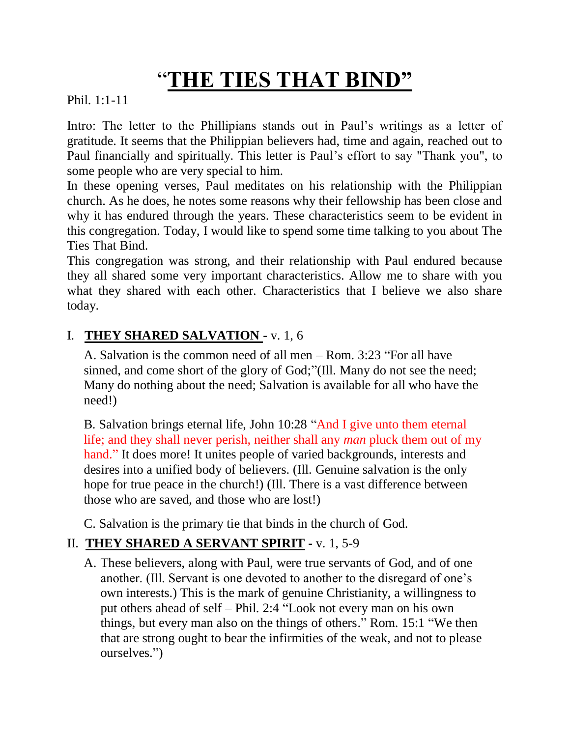# "THE TIES THAT BIND"

Phil. 1:1-11

Intro: The letter to the Phillipians stands out in Paul's writings as a letter of gratitude. It seems that the Philippian believers had, time and again, reached out to Paul financially and spiritually. This letter is Paul's effort to say "Thank you", to some people who are very special to him.

In these opening verses, Paul meditates on his relationship with the Philippian church. As he does, he notes some reasons why their fellowship has been close and why it has endured through the years. These characteristics seem to be evident in this congregation. Today, I would like to spend some time talking to you about The Ties That Bind.

This congregation was strong, and their relationship with Paul endured because they all shared some very important characteristics. Allow me to share with you what they shared with each other. Characteristics that I believe we also share today.

## I. **THEY SHARED SALVATION** - v. 1, 6

A. Salvation is the common need of all men – Rom. 3:23 "For all have sinned, and come short of the glory of God;"(Ill. Many do not see the need; Many do nothing about the need; Salvation is available for all who have the need!)

B. Salvation brings eternal life, John 10:28 "And I give unto them eternal life; and they shall never perish, neither shall any *man* pluck them out of my hand." It does more! It unites people of varied backgrounds, interests and desires into a unified body of believers. (Ill. Genuine salvation is the only hope for true peace in the church!) (Ill. There is a vast difference between those who are saved, and those who are lost!)

C. Salvation is the primary tie that binds in the church of God.

## II. **THEY SHARED A SERVANT SPIRIT** - v. 1, 5-9

A. These believers, along with Paul, were true servants of God, and of one another. (Ill. Servant is one devoted to another to the disregard of one's own interests.) This is the mark of genuine Christianity, a willingness to put others ahead of self – Phil. 2:4 "Look not every man on his own things, but every man also on the things of others." Rom. 15:1 "We then that are strong ought to bear the infirmities of the weak, and not to please ourselves.")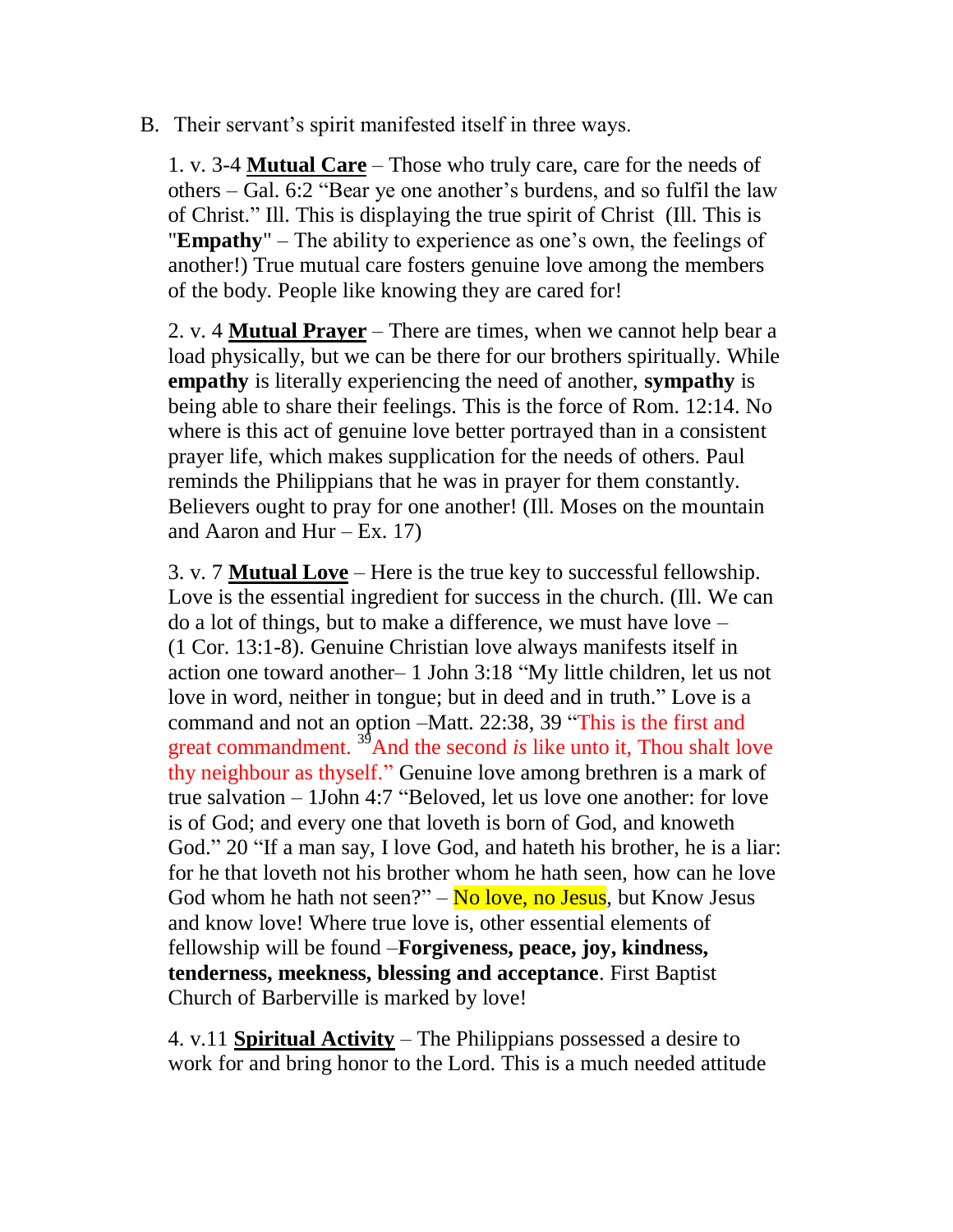B. Their servant's spirit manifested itself in three ways.

1. v. 3-4 **Mutual Care** – Those who truly care, care for the needs of others – Gal. 6:2 "Bear ye one another's burdens, and so fulfil the law of Christ." Ill. This is displaying the true spirit of Christ (Ill. This is "**Empathy**" – The ability to experience as one's own, the feelings of another!) True mutual care fosters genuine love among the members of the body. People like knowing they are cared for!

2. v. 4 **Mutual Prayer** – There are times, when we cannot help bear a load physically, but we can be there for our brothers spiritually. While **empathy** is literally experiencing the need of another, **sympathy** is being able to share their feelings. This is the force of Rom. 12:14. No where is this act of genuine love better portrayed than in a consistent prayer life, which makes supplication for the needs of others. Paul reminds the Philippians that he was in prayer for them constantly. Believers ought to pray for one another! (Ill. Moses on the mountain and Aaron and Hur – Ex. 17)

3. v. 7 **Mutual Love** – Here is the true key to successful fellowship. Love is the essential ingredient for success in the church. (Ill. We can do a lot of things, but to make a difference, we must have love – (1 Cor. 13:1-8). Genuine Christian love always manifests itself in action one toward another– 1 John 3:18 "My little children, let us not love in word, neither in tongue; but in deed and in truth." Love is a command and not an option –Matt. 22:38, 39 "This is the first and great commandment. [39] And the second *is* like unto it, Thou shalt love thy neighbour as thyself." Genuine love among brethren is a mark of true salvation – 1John 4:7 "Beloved, let us love one another: for love is of God; and every one that loveth is born of God, and knoweth God." 20 "If a man say, I love God, and hateth his brother, he is a liar: for he that loveth not his brother whom he hath seen, how can he love God whom he hath not seen?" – No love, no Jesus, but Know Jesus and know love! Where true love is, other essential elements of fellowship will be found –**Forgiveness, peace, joy, kindness, tenderness, meekness, blessing and acceptance**. First Baptist Church of Barberville is marked by love!

4. v.11 **Spiritual Activity** – The Philippians possessed a desire to work for and bring honor to the Lord. This is a much needed attitude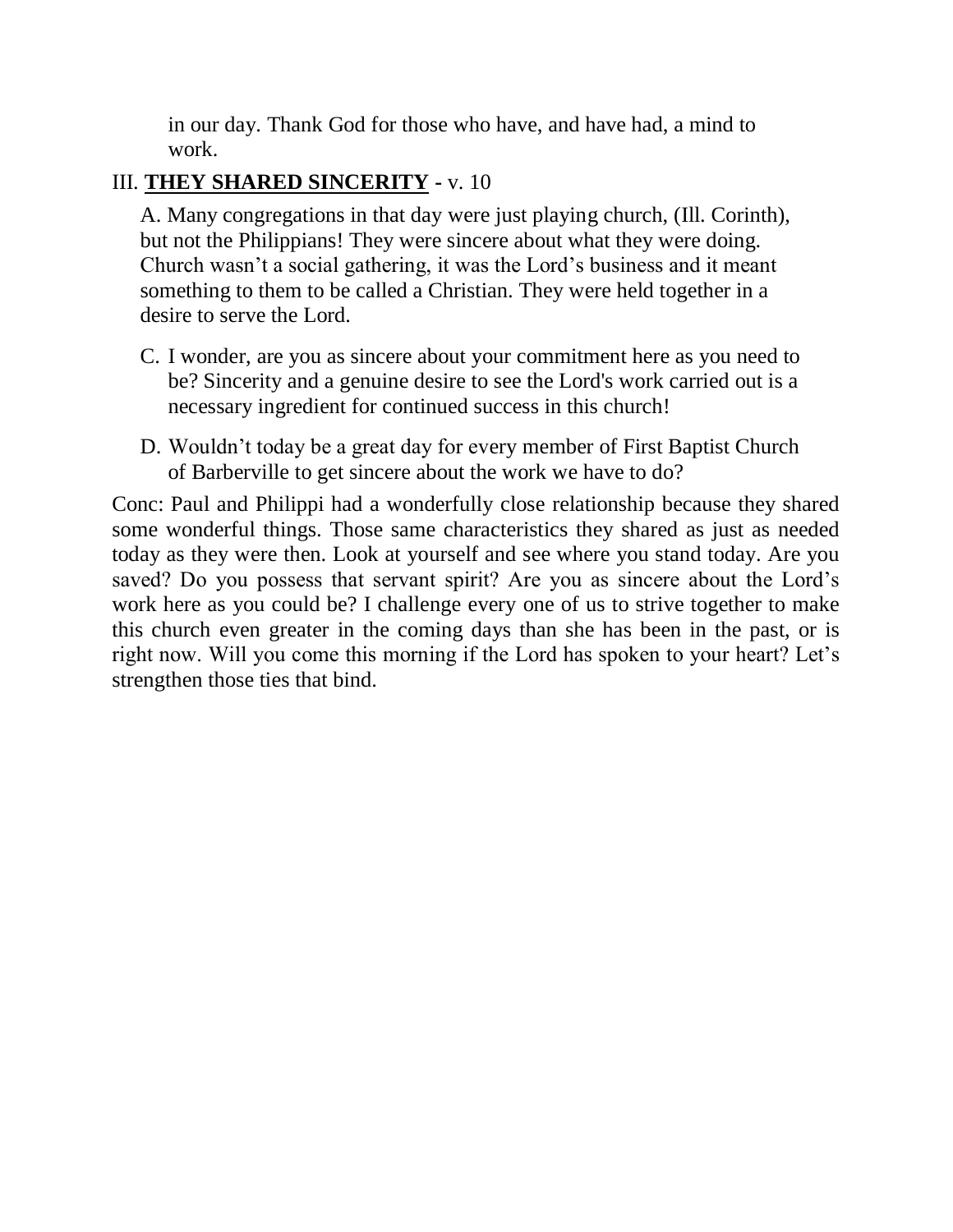in our day. Thank God for those who have, and have had, a mind to work.

III. **<u>THEY SHARED SINCERITY</u>** - v. 10

A. Many congregations in that day were just playing church, (Ill. Corinth), but not the Philippians! They were sincere about what they were doing. Church wasn't a social gathering, it was the Lord's business and it meant something to them to be called a Christian. They were held together in a desire to serve the Lord.

C. I wonder, are you as sincere about your commitment here as you need to be? Sincerity and a genuine desire to see the Lord's work carried out is a necessary ingredient for continued success in this church!

D. Wouldn't today be a great day for every member of First Baptist Church of Barberville to get sincere about the work we have to do?

Conc: Paul and Philippi had a wonderfully close relationship because they shared some wonderful things. Those same characteristics they shared as just as needed today as they were then. Look at yourself and see where you stand today. Are you saved? Do you possess that servant spirit? Are you as sincere about the Lord's work here as you could be? I challenge every one of us to strive together to make this church even greater in the coming days than she has been in the past, or is right now. Will you come this morning if the Lord has spoken to your heart? Let's strengthen those ties that bind.